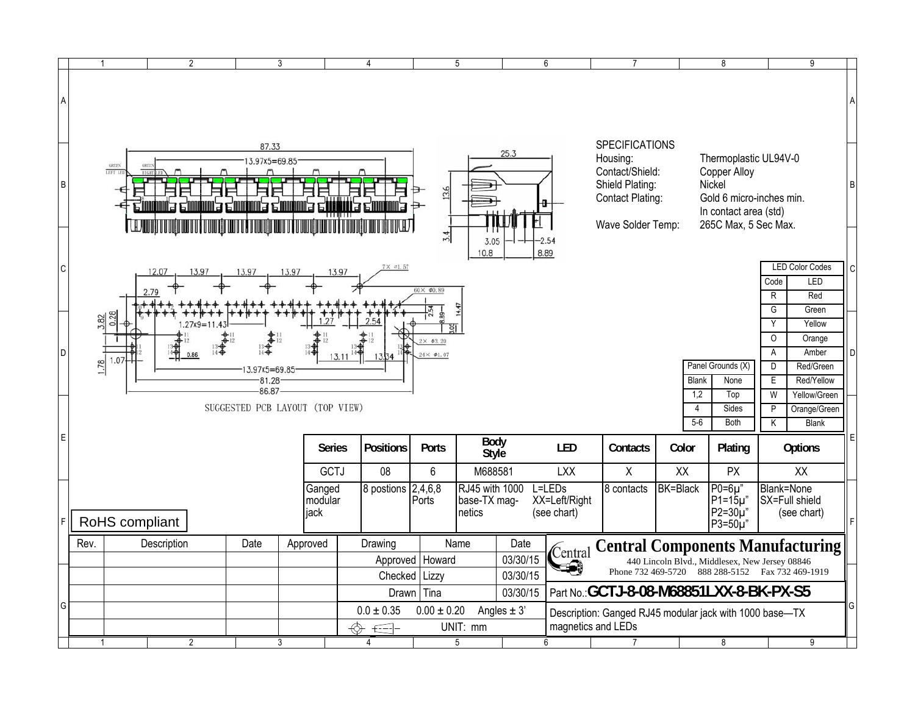## SPECIFICATIONS

| | |
|---|---|
| Housing: | Thermoplastic UL94V-0 |
| Contact/Shield: | Copper Alloy |
| Shield Plating: | Nickel |
| Contact Plating: | Gold 6 micro-inches min. In contact area (std) |
| Wave Solder Temp: | 265C Max, 5 Sec Max. |

87.33

13.97X5=69.85

25.3

13.6

3.4

3.05

10.8

2.54

8.89

GREEN LEFT LED

GREEN RIGHT LED

12.07 13.97 13.97 13.97 13.97

7X ø1.57

60X ø0.89

2.79

3.82 0.28

1.27X9=11.43

1.27 2.54

2.54 8.89 14.47 3.05

2X ø3.20

24X ø1.07

1.78 1.07

0.86

13.11 13.34

13.97X5=69.85

81.28

86.87

SUGGESTED PCB LAYOUT (TOP VIEW)

| LED Color Codes | |
|---|---|
| Code | LED |
| R | Red |
| G | Green |
| Y | Yellow |
| O | Orange |
| A | Amber |
| D | Red/Green |
| E | Red/Yellow |
| W | Yellow/Green |
| P | Orange/Green |
| K | Blank |

| Panel Grounds (X) | |
|---|---|
| Blank | None |
| 1,2 | Top |
| 4 | Sides |
| 5-6 | Both |

| Series | Positions | Ports | Body Style | LED | Contacts | Color | Plating | Options |
|---|---|---|---|---|---|---|---|---|
| GCTJ | 08 | 6 | M688581 | LXX | X | XX | PX | XX |
| Ganged modular jack | 8 postions | 2,4,6,8 Ports | RJ45 with 1000 base-TX magnetics | L=LEDs XX=Left/Right (see chart) | 8 contacts | BK=Black | P0=6µ" P1=15µ" P2=30µ" P3=50µ" | Blank=None SX=Full shield (see chart) |

RoHS compliant

| Rev. | Description | Date | Approved |
|---|---|---|---|
| | | | |

| Drawing | Name | Date |
|---|---|---|
| Approved | Howard | 03/30/15 |
| Checked | Lizzy | 03/30/15 |
| Drawn | Tina | 03/30/15 |

0.0 ± 0.35 0.00 ± 0.20 Angles ± 3'

UNIT: mm

**Central Components Manufacturing**

440 Lincoln Blvd., Middlesex, New Jersey 08846

Phone 732 469-5720 888 288-5152 Fax 732 469-1919

Part No.: **GCTJ-8-08-M68851LXX-8-BK-PX-S5**

Description: Ganged RJ45 modular jack with 1000 base—TX magnetics and LEDs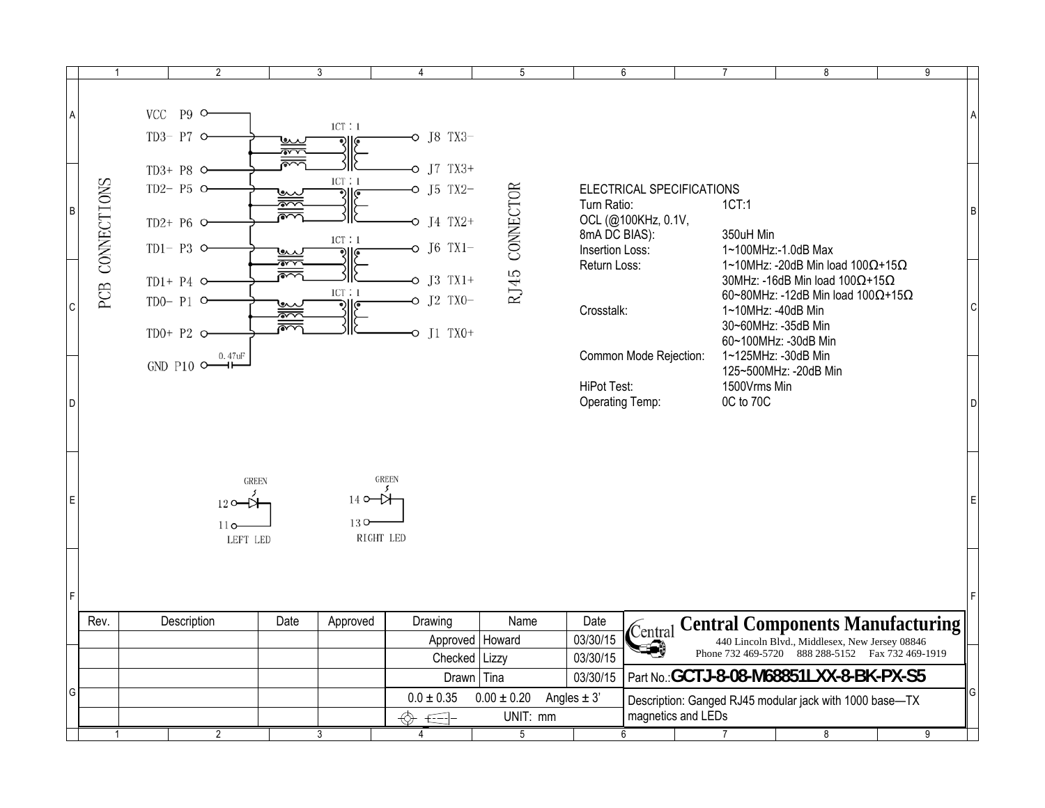PCB CONNECTIONS

VCC P9
TD3− P7
TD3+ P8
TD2− P5
TD2+ P6
TD1− P3
TD1+ P4
TD0− P1
TD0+ P2
GND P10
0.47uF

1CT : 1
1CT : 1
1CT : 1
1CT : 1

J8 TX3−
J7 TX3+
J5 TX2−
J4 TX2+
J6 TX1−
J3 TX1+
J2 TX0−
J1 TX0+

RJ45 CONNECTOR

GREEN
12
11
LEFT LED

GREEN
14
13
RIGHT LED

## ELECTRICAL SPECIFICATIONS

| | |
|---|---|
| Turn Ratio: | 1CT:1 |
| OCL (@100KHz, 0.1V, 8mA DC BIAS): | 350uH Min |
| Insertion Loss: | 1~100MHz:-1.0dB Max |
| Return Loss: | 1~10MHz: -20dB Min load 100Ω+15Ω |
| | 30MHz: -16dB Min load 100Ω+15Ω |
| | 60~80MHz: -12dB Min load 100Ω+15Ω |
| Crosstalk: | 1~10MHz: -40dB Min |
| | 30~60MHz: -35dB Min |
| | 60~100MHz: -30dB Min |
| Common Mode Rejection: | 1~125MHz: -30dB Min |
| | 125~500MHz: -20dB Min |
| HiPot Test: | 1500Vrms Min |
| Operating Temp: | 0C to 70C |

| Rev. | Description | Date | Approved | Drawing | Name | Date |
|---|---|---|---|---|---|---|
| | | | | Approved | Howard | 03/30/15 |
| | | | | Checked | Lizzy | 03/30/15 |
| | | | | Drawn | Tina | 03/30/15 |
| | | | | 0.0 ± 0.35 | 0.00 ± 0.20 | Angles ± 3' |
| | | | | | UNIT: mm | |

**Central Components Manufacturing**
440 Lincoln Blvd., Middlesex, New Jersey 08846
Phone 732 469-5720 888 288-5152 Fax 732 469-1919

Part No.: **GCTJ-8-08-M68851LXX-8-BK-PX-S5**

Description: Ganged RJ45 modular jack with 1000 base—TX magnetics and LEDs